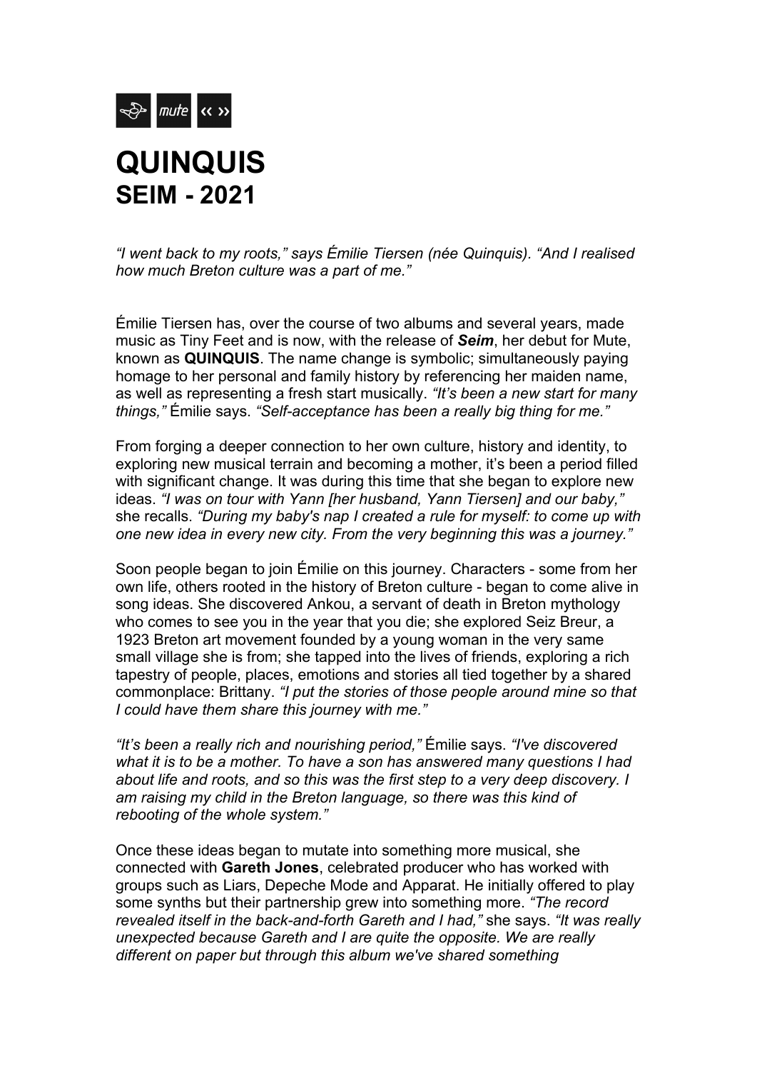# QUINQUIS
## SEIM - 2021

*"I went back to my roots," says Émilie Tiersen (née Quinquis). "And I realised how much Breton culture was a part of me."*

Émilie Tiersen has, over the course of two albums and several years, made music as Tiny Feet and is now, with the release of ***Seim***, her debut for Mute, known as **QUINQUIS**. The name change is symbolic; simultaneously paying homage to her personal and family history by referencing her maiden name, as well as representing a fresh start musically. *"It's been a new start for many things,"* Émilie says. *"Self-acceptance has been a really big thing for me."*

From forging a deeper connection to her own culture, history and identity, to exploring new musical terrain and becoming a mother, it's been a period filled with significant change. It was during this time that she began to explore new ideas. *"I was on tour with Yann [her husband, Yann Tiersen] and our baby,"* she recalls. *"During my baby's nap I created a rule for myself: to come up with one new idea in every new city. From the very beginning this was a journey."*

Soon people began to join Émilie on this journey. Characters - some from her own life, others rooted in the history of Breton culture - began to come alive in song ideas. She discovered Ankou, a servant of death in Breton mythology who comes to see you in the year that you die; she explored Seiz Breur, a 1923 Breton art movement founded by a young woman in the very same small village she is from; she tapped into the lives of friends, exploring a rich tapestry of people, places, emotions and stories all tied together by a shared commonplace: Brittany. *"I put the stories of those people around mine so that I could have them share this journey with me."*

*"It's been a really rich and nourishing period,"* Émilie says. *"I've discovered what it is to be a mother. To have a son has answered many questions I had about life and roots, and so this was the first step to a very deep discovery. I am raising my child in the Breton language, so there was this kind of rebooting of the whole system."*

Once these ideas began to mutate into something more musical, she connected with **Gareth Jones**, celebrated producer who has worked with groups such as Liars, Depeche Mode and Apparat. He initially offered to play some synths but their partnership grew into something more. *"The record revealed itself in the back-and-forth Gareth and I had,"* she says. *"It was really unexpected because Gareth and I are quite the opposite. We are really different on paper but through this album we've shared something*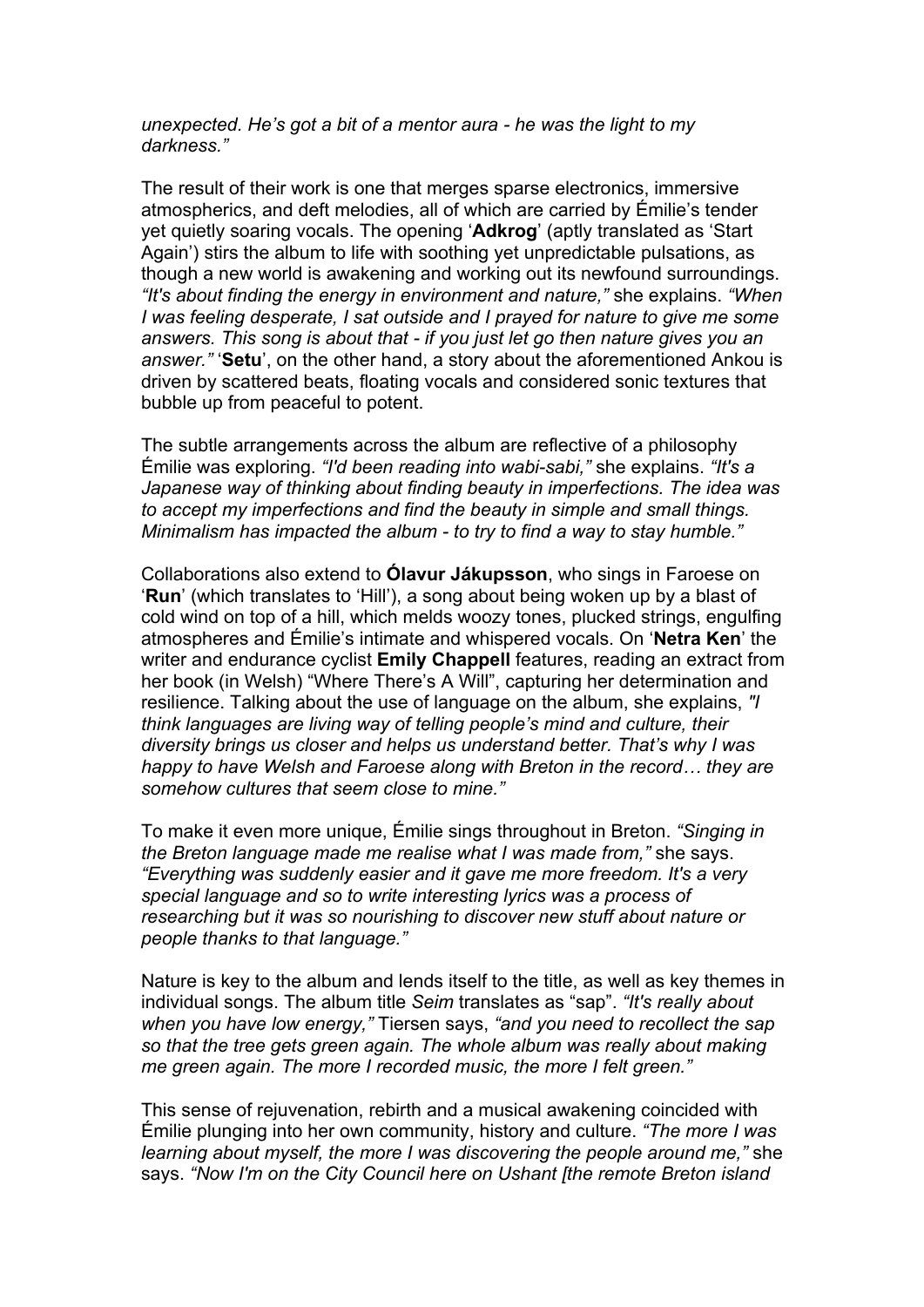*unexpected. He's got a bit of a mentor aura - he was the light to my darkness."*

The result of their work is one that merges sparse electronics, immersive atmospherics, and deft melodies, all of which are carried by Émilie's tender yet quietly soaring vocals. The opening '**Adkrog**' (aptly translated as 'Start Again') stirs the album to life with soothing yet unpredictable pulsations, as though a new world is awakening and working out its newfound surroundings. *"It's about finding the energy in environment and nature,"* she explains. *"When I was feeling desperate, I sat outside and I prayed for nature to give me some answers. This song is about that - if you just let go then nature gives you an answer."* '**Setu**', on the other hand, a story about the aforementioned Ankou is driven by scattered beats, floating vocals and considered sonic textures that bubble up from peaceful to potent.

The subtle arrangements across the album are reflective of a philosophy Émilie was exploring. *"I'd been reading into wabi-sabi,"* she explains. *"It's a Japanese way of thinking about finding beauty in imperfections. The idea was to accept my imperfections and find the beauty in simple and small things. Minimalism has impacted the album - to try to find a way to stay humble."*

Collaborations also extend to **Ólavur Jákupsson**, who sings in Faroese on '**Run**' (which translates to 'Hill'), a song about being woken up by a blast of cold wind on top of a hill, which melds woozy tones, plucked strings, engulfing atmospheres and Émilie's intimate and whispered vocals. On '**Netra Ken**' the writer and endurance cyclist **Emily Chappell** features, reading an extract from her book (in Welsh) "Where There's A Will", capturing her determination and resilience. Talking about the use of language on the album, she explains, *"I think languages are living way of telling people's mind and culture, their diversity brings us closer and helps us understand better. That's why I was happy to have Welsh and Faroese along with Breton in the record… they are somehow cultures that seem close to mine."*

To make it even more unique, Émilie sings throughout in Breton. *"Singing in the Breton language made me realise what I was made from,"* she says. *"Everything was suddenly easier and it gave me more freedom. It's a very special language and so to write interesting lyrics was a process of researching but it was so nourishing to discover new stuff about nature or people thanks to that language."*

Nature is key to the album and lends itself to the title, as well as key themes in individual songs. The album title *Seim* translates as "sap". *"It's really about when you have low energy,"* Tiersen says, *"and you need to recollect the sap so that the tree gets green again. The whole album was really about making me green again. The more I recorded music, the more I felt green."*

This sense of rejuvenation, rebirth and a musical awakening coincided with Émilie plunging into her own community, history and culture. *"The more I was learning about myself, the more I was discovering the people around me,"* she says. *"Now I'm on the City Council here on Ushant [the remote Breton island*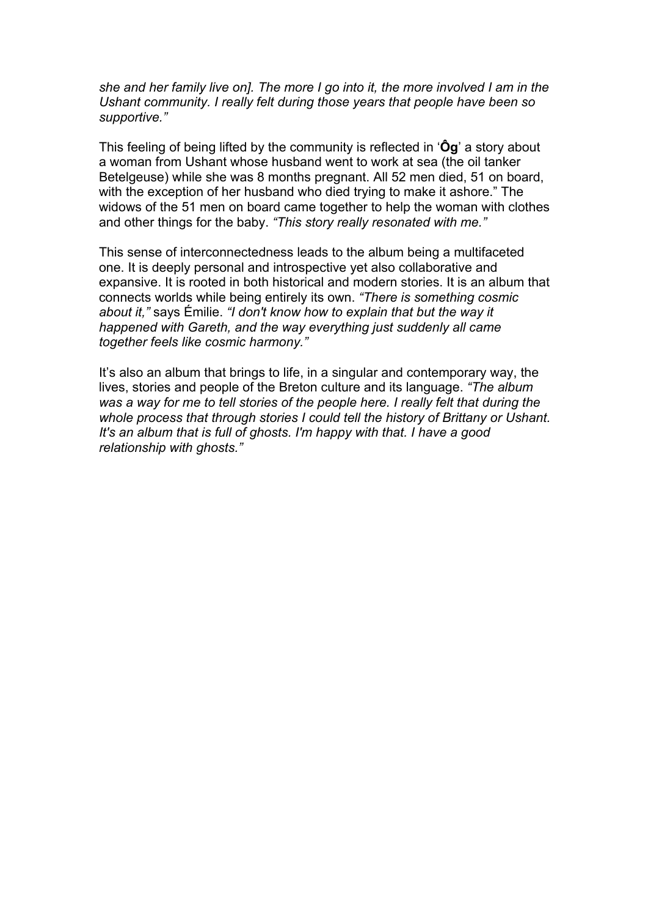*she and her family live on]. The more I go into it, the more involved I am in the Ushant community. I really felt during those years that people have been so supportive."*

This feeling of being lifted by the community is reflected in '**Ôg**' a story about a woman from Ushant whose husband went to work at sea (the oil tanker Betelgeuse) while she was 8 months pregnant. All 52 men died, 51 on board, with the exception of her husband who died trying to make it ashore." The widows of the 51 men on board came together to help the woman with clothes and other things for the baby. *"This story really resonated with me."*

This sense of interconnectedness leads to the album being a multifaceted one. It is deeply personal and introspective yet also collaborative and expansive. It is rooted in both historical and modern stories. It is an album that connects worlds while being entirely its own. *"There is something cosmic about it,"* says Émilie. *"I don't know how to explain that but the way it happened with Gareth, and the way everything just suddenly all came together feels like cosmic harmony."*

It's also an album that brings to life, in a singular and contemporary way, the lives, stories and people of the Breton culture and its language. *"The album was a way for me to tell stories of the people here. I really felt that during the whole process that through stories I could tell the history of Brittany or Ushant. It's an album that is full of ghosts. I'm happy with that. I have a good relationship with ghosts."*